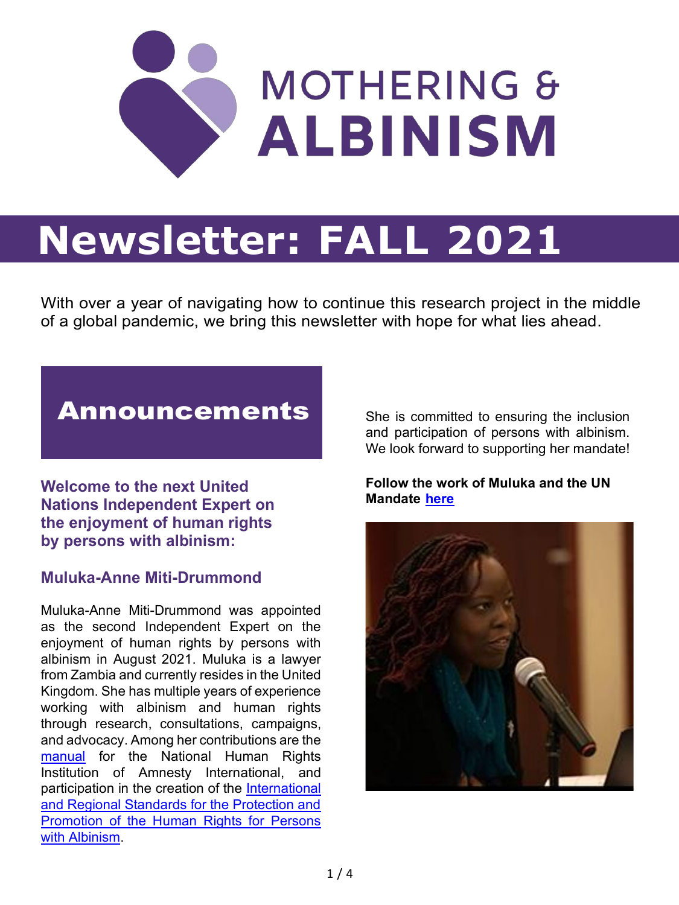# MOTHERING & ALBINISM

# Newsletter: FALL 2021

With over a year of navigating how to continue this research project in the middle of a global pandemic, we bring this newsletter with hope for what lies ahead.

## Announcements

### Welcome to the next United Nations Independent Expert on the enjoyment of human rights by persons with albinism:

### Muluka-Anne Miti-Drummond

Muluka-Anne Miti-Drummond was appointed as the second Independent Expert on the enjoyment of human rights by persons with albinism in August 2021. Muluka is a lawyer from Zambia and currently resides in the United Kingdom. She has multiple years of experience working with albinism and human rights through research, consultations, campaigns, and advocacy. Among her contributions are the manual for the National Human Rights Institution of Amnesty International, and participation in the creation of the International and Regional Standards for the Protection and Promotion of the Human Rights for Persons with Albinism.

She is committed to ensuring the inclusion and participation of persons with albinism. We look forward to supporting her mandate!

**Follow the work of Muluka and the UN Mandate here**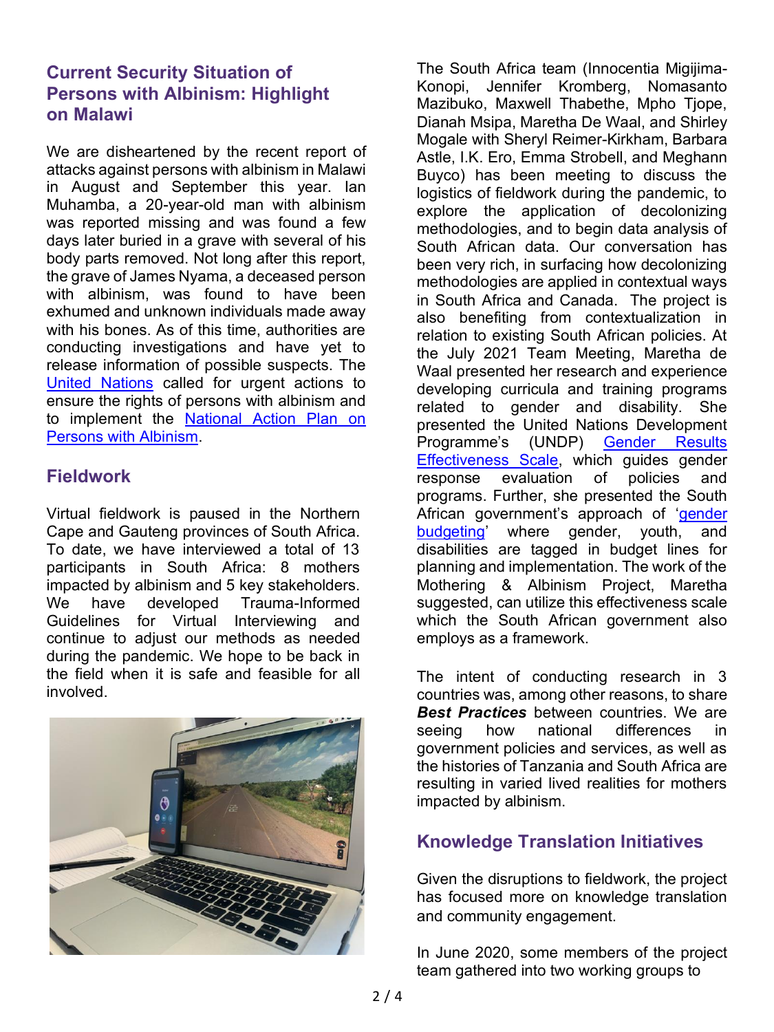## Current Security Situation of Persons with Albinism: Highlight on Malawi

We are disheartened by the recent report of attacks against persons with albinism in Malawi in August and September this year. Ian Muhamba, a 20-year-old man with albinism was reported missing and was found a few days later buried in a grave with several of his body parts removed. Not long after this report, the grave of James Nyama, a deceased person with albinism, was found to have been exhumed and unknown individuals made away with his bones. As of this time, authorities are conducting investigations and have yet to release information of possible suspects. The United Nations called for urgent actions to ensure the rights of persons with albinism and to implement the National Action Plan on Persons with Albinism.

## Fieldwork

Virtual fieldwork is paused in the Northern Cape and Gauteng provinces of South Africa. To date, we have interviewed a total of 13 participants in South Africa: 8 mothers impacted by albinism and 5 key stakeholders. We have developed Trauma-Informed Guidelines for Virtual Interviewing and continue to adjust our methods as needed during the pandemic. We hope to be back in the field when it is safe and feasible for all involved.

The South Africa team (Innocentia Migijima-Konopi, Jennifer Kromberg, Nomasanto Mazibuko, Maxwell Thabethe, Mpho Tjope, Dianah Msipa, Maretha De Waal, and Shirley Mogale with Sheryl Reimer-Kirkham, Barbara Astle, I.K. Ero, Emma Strobell, and Meghann Buyco) has been meeting to discuss the logistics of fieldwork during the pandemic, to explore the application of decolonizing methodologies, and to begin data analysis of South African data. Our conversation has been very rich, in surfacing how decolonizing methodologies are applied in contextual ways in South Africa and Canada. The project is also benefiting from contextualization in relation to existing South African policies. At the July 2021 Team Meeting, Maretha de Waal presented her research and experience developing curricula and training programs related to gender and disability. She presented the United Nations Development Programme's (UNDP) Gender Results Effectiveness Scale, which guides gender response evaluation of policies and programs. Further, she presented the South African government's approach of 'gender budgeting' where gender, youth, and disabilities are tagged in budget lines for planning and implementation. The work of the Mothering & Albinism Project, Maretha suggested, can utilize this effectiveness scale which the South African government also employs as a framework.

The intent of conducting research in 3 countries was, among other reasons, to share ***Best Practices*** between countries. We are seeing how national differences in government policies and services, as well as the histories of Tanzania and South Africa are resulting in varied lived realities for mothers impacted by albinism.

## Knowledge Translation Initiatives

Given the disruptions to fieldwork, the project has focused more on knowledge translation and community engagement.

In June 2020, some members of the project team gathered into two working groups to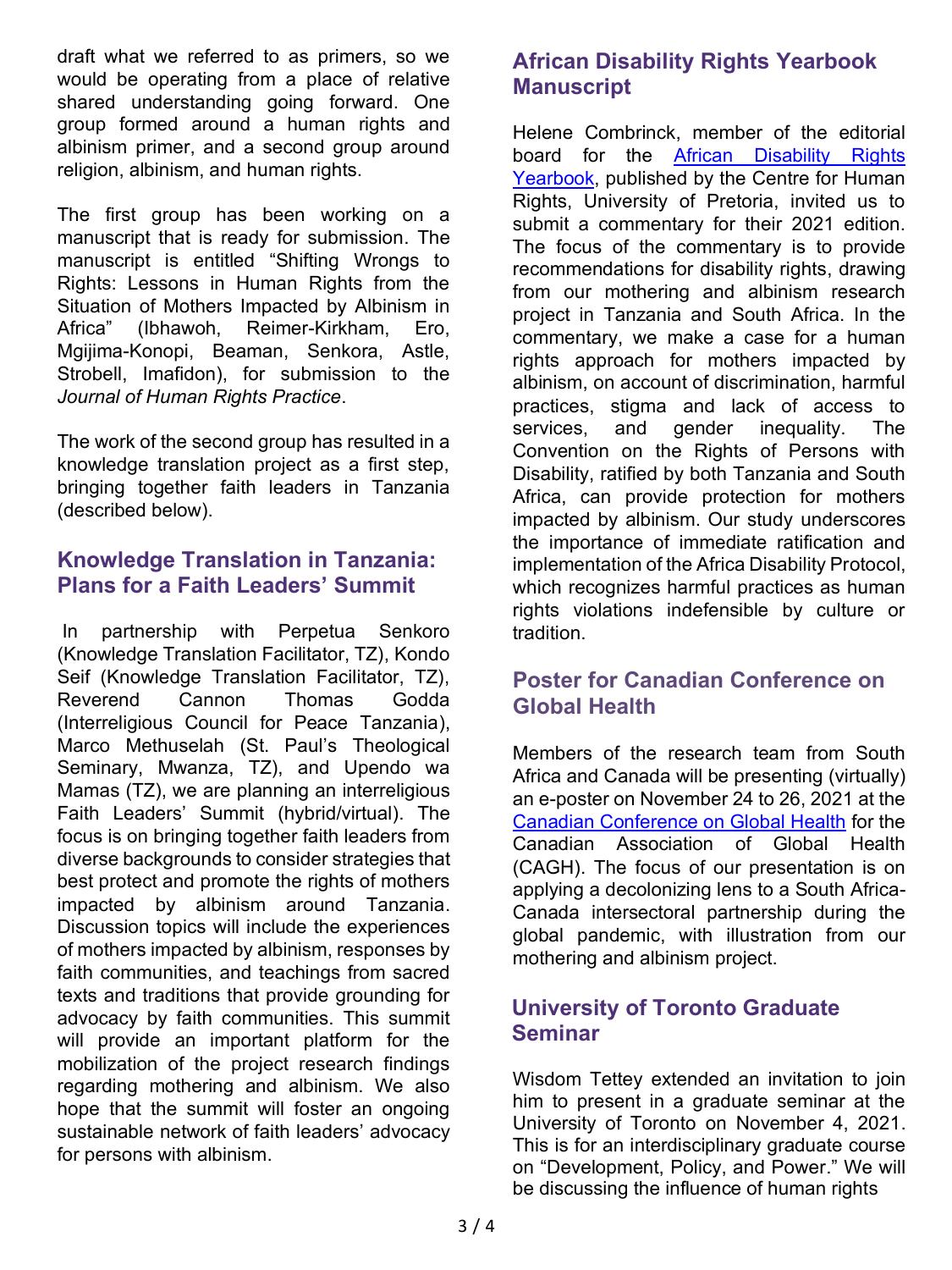draft what we referred to as primers, so we would be operating from a place of relative shared understanding going forward. One group formed around a human rights and albinism primer, and a second group around religion, albinism, and human rights.

The first group has been working on a manuscript that is ready for submission. The manuscript is entitled "Shifting Wrongs to Rights: Lessons in Human Rights from the Situation of Mothers Impacted by Albinism in Africa" (Ibhawoh, Reimer-Kirkham, Ero, Mgijima-Konopi, Beaman, Senkora, Astle, Strobell, Imafidon), for submission to the *Journal of Human Rights Practice*.

The work of the second group has resulted in a knowledge translation project as a first step, bringing together faith leaders in Tanzania (described below).

## Knowledge Translation in Tanzania: Plans for a Faith Leaders' Summit

In partnership with Perpetua Senkoro (Knowledge Translation Facilitator, TZ), Kondo Seif (Knowledge Translation Facilitator, TZ), Reverend Cannon Thomas Godda (Interreligious Council for Peace Tanzania), Marco Methuselah (St. Paul's Theological Seminary, Mwanza, TZ), and Upendo wa Mamas (TZ), we are planning an interreligious Faith Leaders' Summit (hybrid/virtual). The focus is on bringing together faith leaders from diverse backgrounds to consider strategies that best protect and promote the rights of mothers impacted by albinism around Tanzania. Discussion topics will include the experiences of mothers impacted by albinism, responses by faith communities, and teachings from sacred texts and traditions that provide grounding for advocacy by faith communities. This summit will provide an important platform for the mobilization of the project research findings regarding mothering and albinism. We also hope that the summit will foster an ongoing sustainable network of faith leaders' advocacy for persons with albinism.

## African Disability Rights Yearbook Manuscript

Helene Combrinck, member of the editorial board for the African Disability Rights Yearbook, published by the Centre for Human Rights, University of Pretoria, invited us to submit a commentary for their 2021 edition. The focus of the commentary is to provide recommendations for disability rights, drawing from our mothering and albinism research project in Tanzania and South Africa. In the commentary, we make a case for a human rights approach for mothers impacted by albinism, on account of discrimination, harmful practices, stigma and lack of access to services, and gender inequality. The Convention on the Rights of Persons with Disability, ratified by both Tanzania and South Africa, can provide protection for mothers impacted by albinism. Our study underscores the importance of immediate ratification and implementation of the Africa Disability Protocol, which recognizes harmful practices as human rights violations indefensible by culture or tradition.

## Poster for Canadian Conference on Global Health

Members of the research team from South Africa and Canada will be presenting (virtually) an e-poster on November 24 to 26, 2021 at the Canadian Conference on Global Health for the Canadian Association of Global Health (CAGH). The focus of our presentation is on applying a decolonizing lens to a South Africa-Canada intersectoral partnership during the global pandemic, with illustration from our mothering and albinism project.

## University of Toronto Graduate Seminar

Wisdom Tettey extended an invitation to join him to present in a graduate seminar at the University of Toronto on November 4, 2021. This is for an interdisciplinary graduate course on "Development, Policy, and Power." We will be discussing the influence of human rights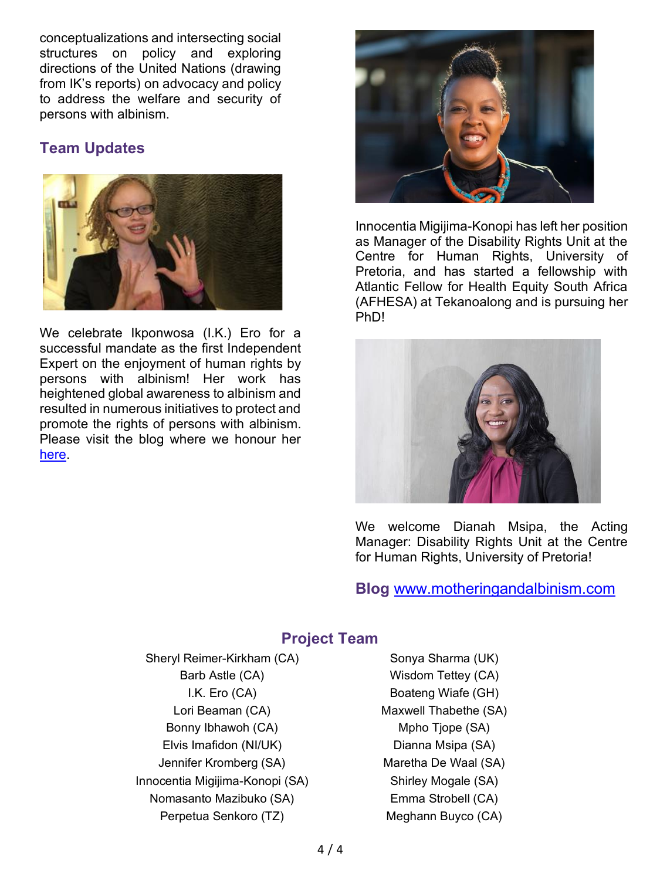conceptualizations and intersecting social structures on policy and exploring directions of the United Nations (drawing from IK's reports) on advocacy and policy to address the welfare and security of persons with albinism.

## Team Updates

We celebrate Ikponwosa (I.K.) Ero for a successful mandate as the first Independent Expert on the enjoyment of human rights by persons with albinism! Her work has heightened global awareness to albinism and resulted in numerous initiatives to protect and promote the rights of persons with albinism. Please visit the blog where we honour her [here](here).

Innocentia Migijima-Konopi has left her position as Manager of the Disability Rights Unit at the Centre for Human Rights, University of Pretoria, and has started a fellowship with Atlantic Fellow for Health Equity South Africa (AFHESA) at Tekanoalong and is pursuing her PhD!

We welcome Dianah Msipa, the Acting Manager: Disability Rights Unit at the Centre for Human Rights, University of Pretoria!

**Blog** [www.motheringandalbinism.com](www.motheringandalbinism.com)

## Project Team

Sheryl Reimer-Kirkham (CA)
Barb Astle (CA)
I.K. Ero (CA)
Lori Beaman (CA)
Bonny Ibhawoh (CA)
Elvis Imafidon (NI/UK)
Jennifer Kromberg (SA)
Innocentia Migijima-Konopi (SA)
Nomasanto Mazibuko (SA)
Perpetua Senkoro (TZ)
Sonya Sharma (UK)
Wisdom Tettey (CA)
Boateng Wiafe (GH)
Maxwell Thabethe (SA)
Mpho Tjope (SA)
Dianna Msipa (SA)
Maretha De Waal (SA)
Shirley Mogale (SA)
Emma Strobell (CA)
Meghann Buyco (CA)